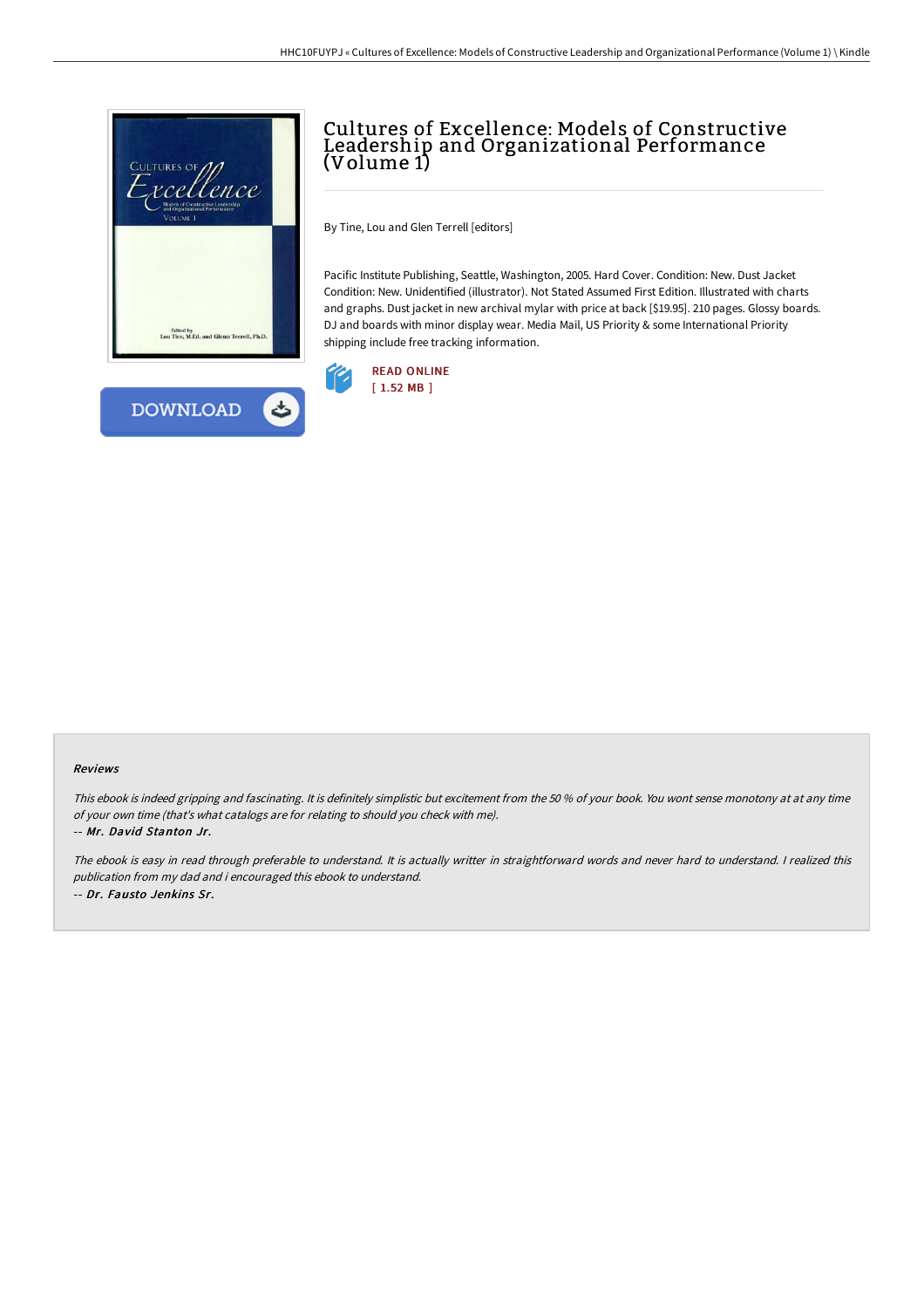# Cultures of Excellence: Models of Constructive Leadership and Organizational Performance (Volume 1)

By Tine, Lou and Glen Terrell [editors]

Pacific Institute Publishing, Seattle, Washington, 2005. Hard Cover. Condition: New. Dust Jacket Condition: New. Unidentified (illustrator). Not Stated Assumed First Edition. Illustrated with charts and graphs. Dust jacket in new archival mylar with price at back [$19.95]. 210 pages. Glossy boards. DJ and boards with minor display wear. Media Mail, US Priority & some International Priority shipping include free tracking information.

READ ONLINE
[ 1.52 MB ]

DOWNLOAD

### Reviews

*This ebook is indeed gripping and fascinating. It is definitely simplistic but excitement from the 50 % of your book. You wont sense monotony at at any time of your own time (that's what catalogs are for relating to should you check with me).*

*-- Mr. David Stanton Jr.*

*The ebook is easy in read through preferable to understand. It is actually writter in straightforward words and never hard to understand. I realized this publication from my dad and i encouraged this ebook to understand.*

*-- Dr. Fausto Jenkins Sr.*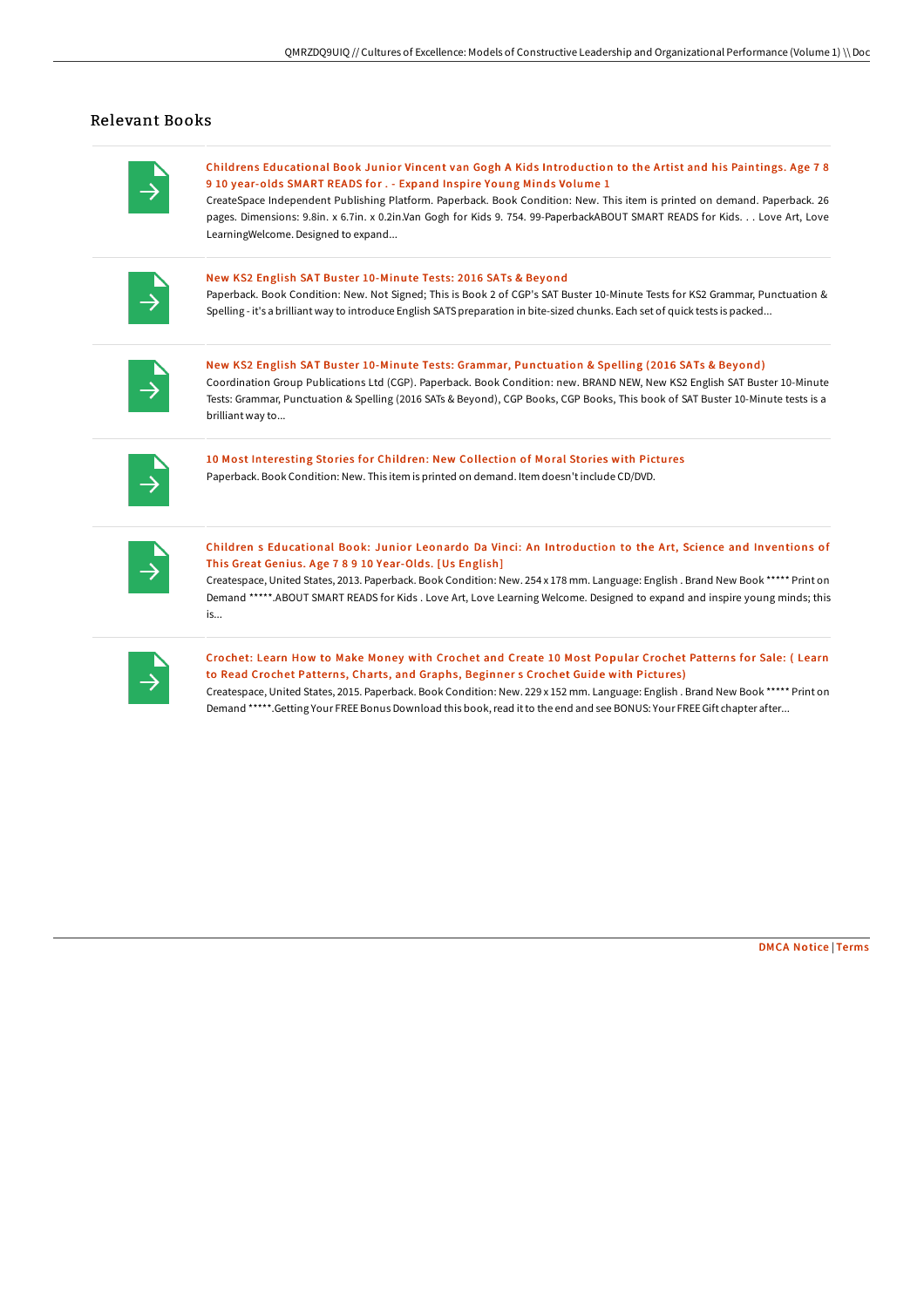## Relevant Books

**Childrens Educational Book Junior Vincent van Gogh A Kids Introduction to the Artist and his Paintings. Age 7 8 9 10 year-olds SMART READS for . - Expand Inspire Young Minds Volume 1**

CreateSpace Independent Publishing Platform. Paperback. Book Condition: New. This item is printed on demand. Paperback. 26 pages. Dimensions: 9.8in. x 6.7in. x 0.2in.Van Gogh for Kids 9. 754. 99-PaperbackABOUT SMART READS for Kids. . . Love Art, Love LearningWelcome. Designed to expand...

**New KS2 English SAT Buster 10-Minute Tests: 2016 SATs & Beyond**

Paperback. Book Condition: New. Not Signed; This is Book 2 of CGP's SAT Buster 10-Minute Tests for KS2 Grammar, Punctuation & Spelling - it's a brilliant way to introduce English SATS preparation in bite-sized chunks. Each set of quick tests is packed...

**New KS2 English SAT Buster 10-Minute Tests: Grammar, Punctuation & Spelling (2016 SATs & Beyond)**

Coordination Group Publications Ltd (CGP). Paperback. Book Condition: new. BRAND NEW, New KS2 English SAT Buster 10-Minute Tests: Grammar, Punctuation & Spelling (2016 SATs & Beyond), CGP Books, CGP Books, This book of SAT Buster 10-Minute tests is a brilliant way to...

**10 Most Interesting Stories for Children: New Collection of Moral Stories with Pictures**

Paperback. Book Condition: New. This item is printed on demand. Item doesn't include CD/DVD.

**Children s Educational Book: Junior Leonardo Da Vinci: An Introduction to the Art, Science and Inventions of This Great Genius. Age 7 8 9 10 Year-Olds. [Us English]**

Createspace, United States, 2013. Paperback. Book Condition: New. 254 x 178 mm. Language: English . Brand New Book ***** Print on Demand *****.ABOUT SMART READS for Kids . Love Art, Love Learning Welcome. Designed to expand and inspire young minds; this is...

**Crochet: Learn How to Make Money with Crochet and Create 10 Most Popular Crochet Patterns for Sale: ( Learn to Read Crochet Patterns, Charts, and Graphs, Beginner s Crochet Guide with Pictures)**

Createspace, United States, 2015. Paperback. Book Condition: New. 229 x 152 mm. Language: English . Brand New Book ***** Print on Demand *****.Getting Your FREE Bonus Download this book, read it to the end and see BONUS: Your FREE Gift chapter after...

DMCA Notice | Terms